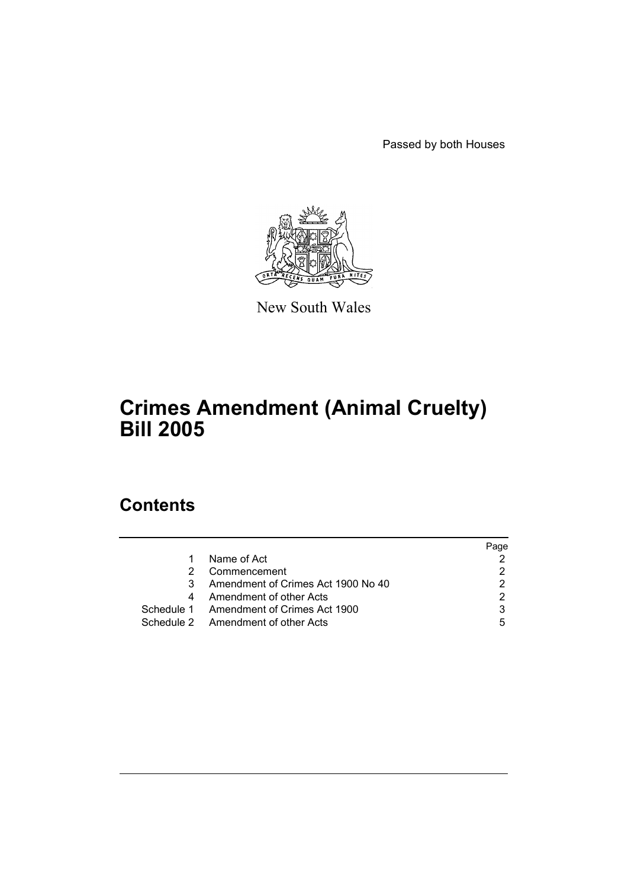Passed by both Houses

New South Wales

# Crimes Amendment (Animal Cruelty) Bill 2005

## Contents

| | | Page |
|---|---|---|
| 1 | Name of Act | 2 |
| 2 | Commencement | 2 |
| 3 | Amendment of Crimes Act 1900 No 40 | 2 |
| 4 | Amendment of other Acts | 2 |
| Schedule 1 | Amendment of Crimes Act 1900 | 3 |
| Schedule 2 | Amendment of other Acts | 5 |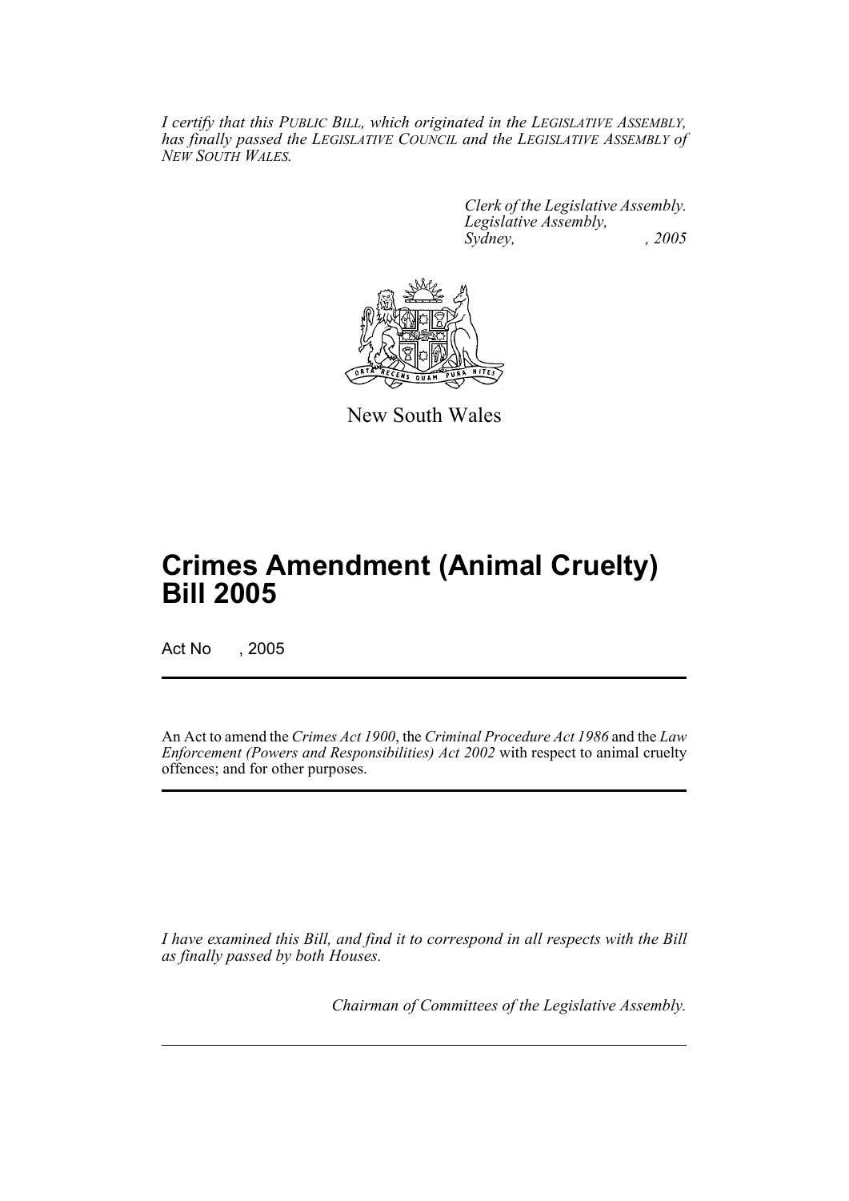*I certify that this PUBLIC BILL, which originated in the LEGISLATIVE ASSEMBLY, has finally passed the LEGISLATIVE COUNCIL and the LEGISLATIVE ASSEMBLY of NEW SOUTH WALES.*

*Clerk of the Legislative Assembly.*
*Legislative Assembly,*
*Sydney, , 2005*

New South Wales

# Crimes Amendment (Animal Cruelty) Bill 2005

Act No , 2005

An Act to amend the *Crimes Act 1900*, the *Criminal Procedure Act 1986* and the *Law Enforcement (Powers and Responsibilities) Act 2002* with respect to animal cruelty offences; and for other purposes.

*I have examined this Bill, and find it to correspond in all respects with the Bill as finally passed by both Houses.*

*Chairman of Committees of the Legislative Assembly.*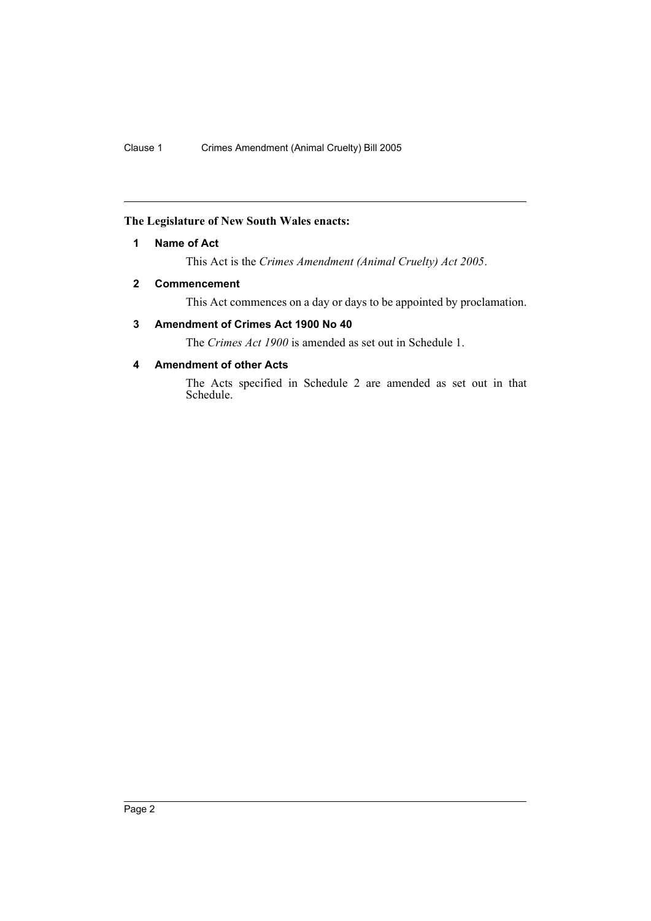**The Legislature of New South Wales enacts:**

## 1 Name of Act

This Act is the *Crimes Amendment (Animal Cruelty) Act 2005*.

## 2 Commencement

This Act commences on a day or days to be appointed by proclamation.

## 3 Amendment of Crimes Act 1900 No 40

The *Crimes Act 1900* is amended as set out in Schedule 1.

## 4 Amendment of other Acts

The Acts specified in Schedule 2 are amended as set out in that Schedule.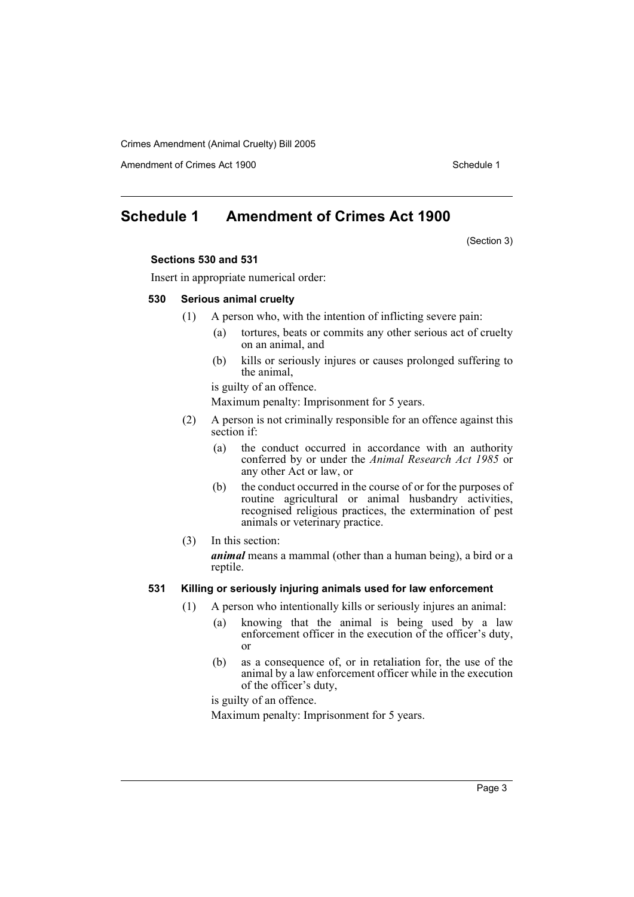# Schedule 1 Amendment of Crimes Act 1900

(Section 3)

**Sections 530 and 531**

Insert in appropriate numerical order:

### 530 Serious animal cruelty

(1) A person who, with the intention of inflicting severe pain:

- (a) tortures, beats or commits any other serious act of cruelty on an animal, and
- (b) kills or seriously injures or causes prolonged suffering to the animal,

is guilty of an offence.

Maximum penalty: Imprisonment for 5 years.

(2) A person is not criminally responsible for an offence against this section if:

- (a) the conduct occurred in accordance with an authority conferred by or under the *Animal Research Act 1985* or any other Act or law, or
- (b) the conduct occurred in the course of or for the purposes of routine agricultural or animal husbandry activities, recognised religious practices, the extermination of pest animals or veterinary practice.

(3) In this section:

***animal*** means a mammal (other than a human being), a bird or a reptile.

### 531 Killing or seriously injuring animals used for law enforcement

(1) A person who intentionally kills or seriously injures an animal:

- (a) knowing that the animal is being used by a law enforcement officer in the execution of the officer's duty, or
- (b) as a consequence of, or in retaliation for, the use of the animal by a law enforcement officer while in the execution of the officer's duty,

is guilty of an offence.

Maximum penalty: Imprisonment for 5 years.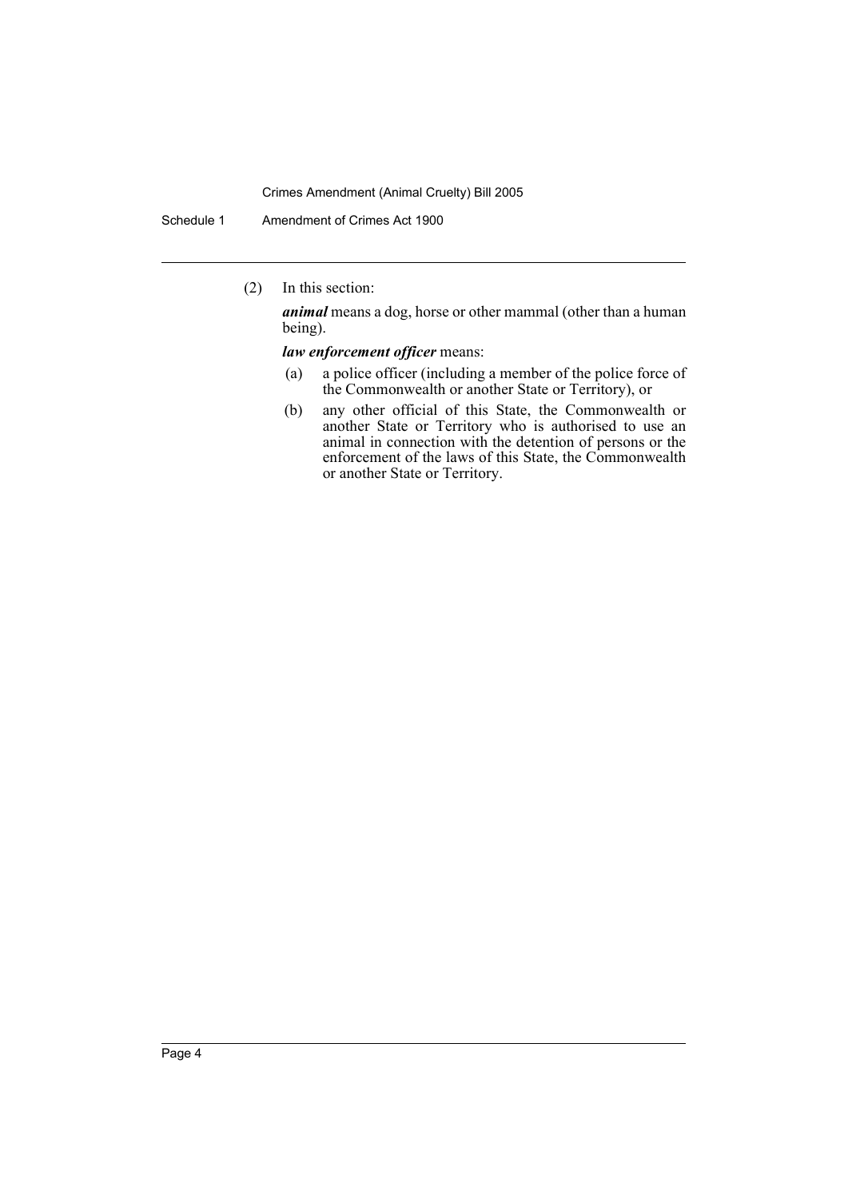(2) In this section:

***animal*** means a dog, horse or other mammal (other than a human being).

***law enforcement officer*** means:

(a) a police officer (including a member of the police force of the Commonwealth or another State or Territory), or

(b) any other official of this State, the Commonwealth or another State or Territory who is authorised to use an animal in connection with the detention of persons or the enforcement of the laws of this State, the Commonwealth or another State or Territory.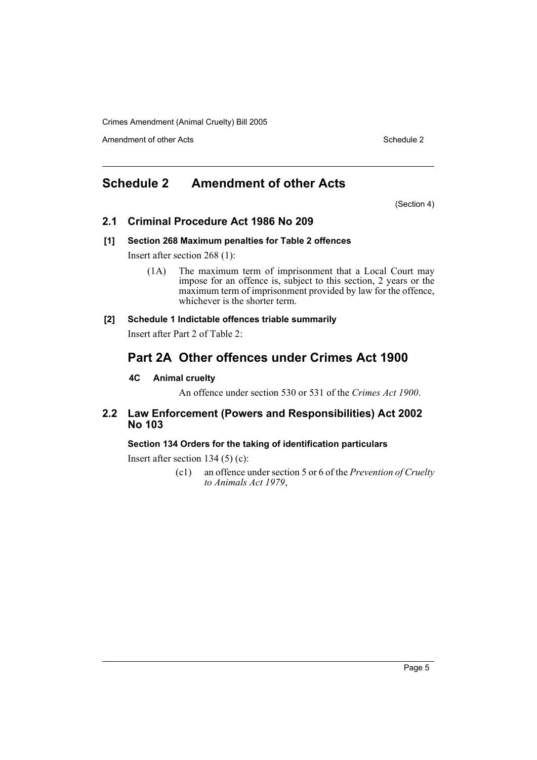# Schedule 2 Amendment of other Acts

(Section 4)

## 2.1 Criminal Procedure Act 1986 No 209

### [1] Section 268 Maximum penalties for Table 2 offences

Insert after section 268 (1):

> (1A) The maximum term of imprisonment that a Local Court may impose for an offence is, subject to this section, 2 years or the maximum term of imprisonment provided by law for the offence, whichever is the shorter term.

### [2] Schedule 1 Indictable offences triable summarily

Insert after Part 2 of Table 2:

## Part 2A Other offences under Crimes Act 1900

### 4C Animal cruelty

An offence under section 530 or 531 of the *Crimes Act 1900*.

## 2.2 Law Enforcement (Powers and Responsibilities) Act 2002 No 103

### Section 134 Orders for the taking of identification particulars

Insert after section 134 (5) (c):

> (c1) an offence under section 5 or 6 of the *Prevention of Cruelty to Animals Act 1979*,